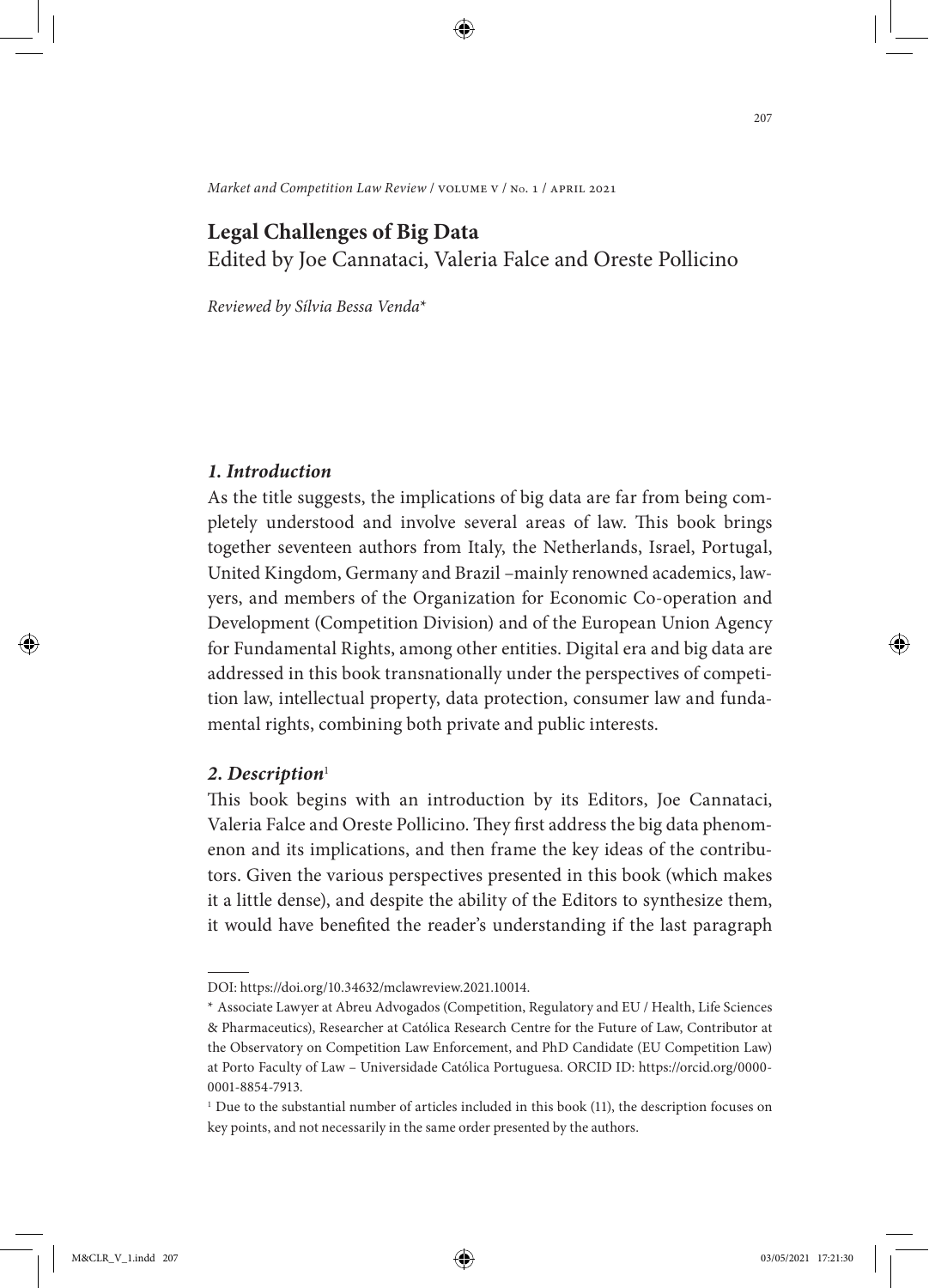# Legal Challenges of Big Data

Edited by Joe Cannataci, Valeria Falce and Oreste Pollicino

*Reviewed by Sílvia Bessa Venda\**

## *1. Introduction*

As the title suggests, the implications of big data are far from being completely understood and involve several areas of law. This book brings together seventeen authors from Italy, the Netherlands, Israel, Portugal, United Kingdom, Germany and Brazil –mainly renowned academics, lawyers, and members of the Organization for Economic Co-operation and Development (Competition Division) and of the European Union Agency for Fundamental Rights, among other entities. Digital era and big data are addressed in this book transnationally under the perspectives of competition law, intellectual property, data protection, consumer law and fundamental rights, combining both private and public interests.

## *2. Description*[1]

This book begins with an introduction by its Editors, Joe Cannataci, Valeria Falce and Oreste Pollicino. They first address the big data phenomenon and its implications, and then frame the key ideas of the contributors. Given the various perspectives presented in this book (which makes it a little dense), and despite the ability of the Editors to synthesize them, it would have benefited the reader's understanding if the last paragraph

---

DOI: https://doi.org/10.34632/mclawreview.2021.10014.

\* Associate Lawyer at Abreu Advogados (Competition, Regulatory and EU / Health, Life Sciences & Pharmaceutics), Researcher at Católica Research Centre for the Future of Law, Contributor at the Observatory on Competition Law Enforcement, and PhD Candidate (EU Competition Law) at Porto Faculty of Law – Universidade Católica Portuguesa. ORCID ID: https://orcid.org/0000-0001-8854-7913.

[1] Due to the substantial number of articles included in this book (11), the description focuses on key points, and not necessarily in the same order presented by the authors.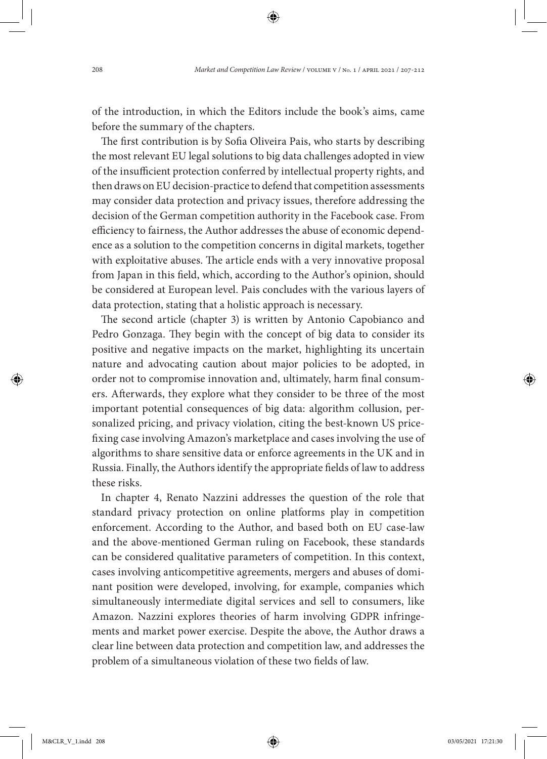of the introduction, in which the Editors include the book's aims, came before the summary of the chapters.

The first contribution is by Sofia Oliveira Pais, who starts by describing the most relevant EU legal solutions to big data challenges adopted in view of the insufficient protection conferred by intellectual property rights, and then draws on EU decision-practice to defend that competition assessments may consider data protection and privacy issues, therefore addressing the decision of the German competition authority in the Facebook case. From efficiency to fairness, the Author addresses the abuse of economic dependence as a solution to the competition concerns in digital markets, together with exploitative abuses. The article ends with a very innovative proposal from Japan in this field, which, according to the Author's opinion, should be considered at European level. Pais concludes with the various layers of data protection, stating that a holistic approach is necessary.

The second article (chapter 3) is written by Antonio Capobianco and Pedro Gonzaga. They begin with the concept of big data to consider its positive and negative impacts on the market, highlighting its uncertain nature and advocating caution about major policies to be adopted, in order not to compromise innovation and, ultimately, harm final consumers. Afterwards, they explore what they consider to be three of the most important potential consequences of big data: algorithm collusion, personalized pricing, and privacy violation, citing the best-known US price-fixing case involving Amazon's marketplace and cases involving the use of algorithms to share sensitive data or enforce agreements in the UK and in Russia. Finally, the Authors identify the appropriate fields of law to address these risks.

In chapter 4, Renato Nazzini addresses the question of the role that standard privacy protection on online platforms play in competition enforcement. According to the Author, and based both on EU case-law and the above-mentioned German ruling on Facebook, these standards can be considered qualitative parameters of competition. In this context, cases involving anticompetitive agreements, mergers and abuses of dominant position were developed, involving, for example, companies which simultaneously intermediate digital services and sell to consumers, like Amazon. Nazzini explores theories of harm involving GDPR infringements and market power exercise. Despite the above, the Author draws a clear line between data protection and competition law, and addresses the problem of a simultaneous violation of these two fields of law.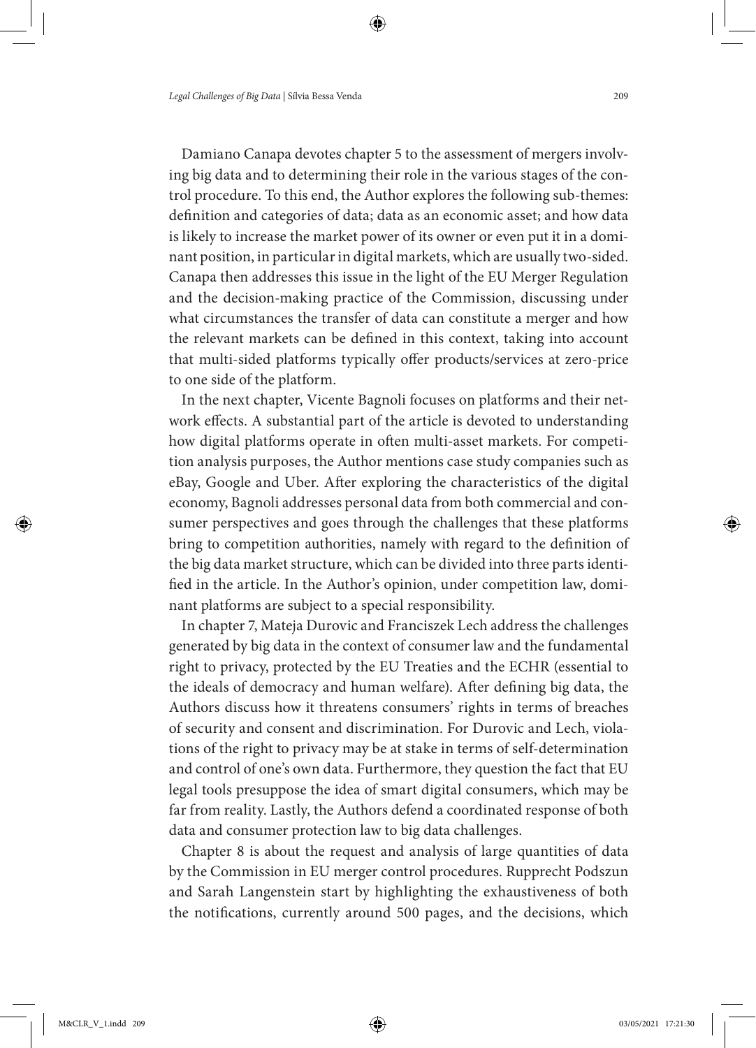Damiano Canapa devotes chapter 5 to the assessment of mergers involving big data and to determining their role in the various stages of the control procedure. To this end, the Author explores the following sub-themes: definition and categories of data; data as an economic asset; and how data is likely to increase the market power of its owner or even put it in a dominant position, in particular in digital markets, which are usually two-sided. Canapa then addresses this issue in the light of the EU Merger Regulation and the decision-making practice of the Commission, discussing under what circumstances the transfer of data can constitute a merger and how the relevant markets can be defined in this context, taking into account that multi-sided platforms typically offer products/services at zero-price to one side of the platform.

In the next chapter, Vicente Bagnoli focuses on platforms and their network effects. A substantial part of the article is devoted to understanding how digital platforms operate in often multi-asset markets. For competition analysis purposes, the Author mentions case study companies such as eBay, Google and Uber. After exploring the characteristics of the digital economy, Bagnoli addresses personal data from both commercial and consumer perspectives and goes through the challenges that these platforms bring to competition authorities, namely with regard to the definition of the big data market structure, which can be divided into three parts identified in the article. In the Author's opinion, under competition law, dominant platforms are subject to a special responsibility.

In chapter 7, Mateja Durovic and Franciszek Lech address the challenges generated by big data in the context of consumer law and the fundamental right to privacy, protected by the EU Treaties and the ECHR (essential to the ideals of democracy and human welfare). After defining big data, the Authors discuss how it threatens consumers' rights in terms of breaches of security and consent and discrimination. For Durovic and Lech, violations of the right to privacy may be at stake in terms of self-determination and control of one's own data. Furthermore, they question the fact that EU legal tools presuppose the idea of smart digital consumers, which may be far from reality. Lastly, the Authors defend a coordinated response of both data and consumer protection law to big data challenges.

Chapter 8 is about the request and analysis of large quantities of data by the Commission in EU merger control procedures. Rupprecht Podszun and Sarah Langenstein start by highlighting the exhaustiveness of both the notifications, currently around 500 pages, and the decisions, which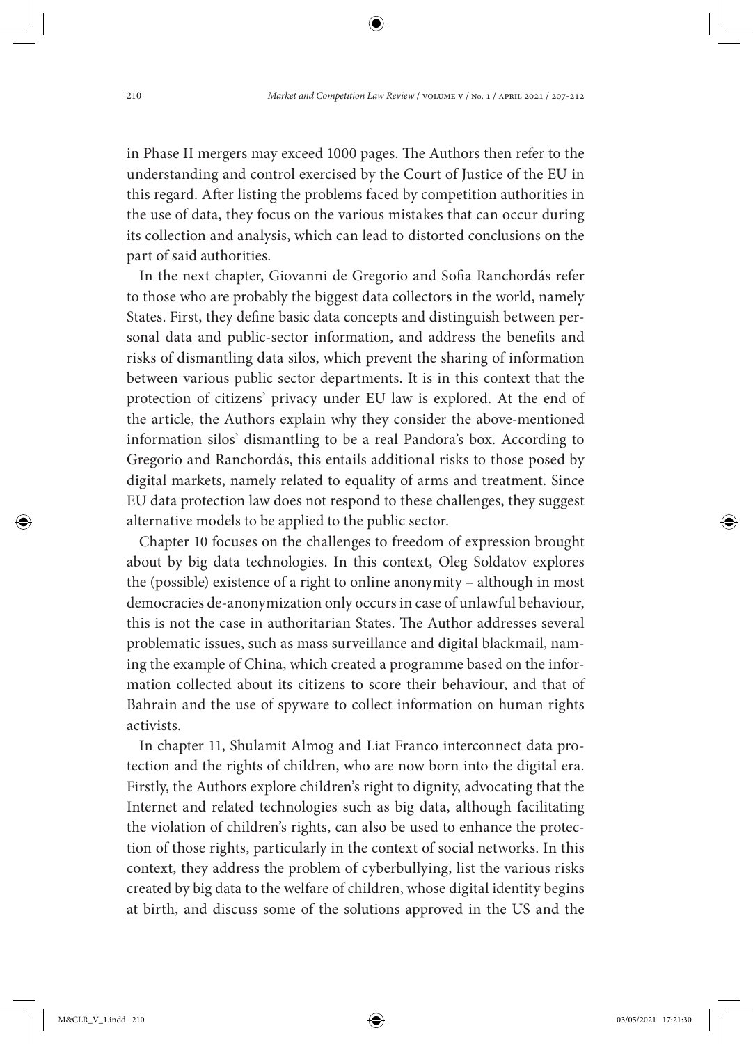in Phase II mergers may exceed 1000 pages. The Authors then refer to the understanding and control exercised by the Court of Justice of the EU in this regard. After listing the problems faced by competition authorities in the use of data, they focus on the various mistakes that can occur during its collection and analysis, which can lead to distorted conclusions on the part of said authorities.

In the next chapter, Giovanni de Gregorio and Sofia Ranchordás refer to those who are probably the biggest data collectors in the world, namely States. First, they define basic data concepts and distinguish between personal data and public-sector information, and address the benefits and risks of dismantling data silos, which prevent the sharing of information between various public sector departments. It is in this context that the protection of citizens' privacy under EU law is explored. At the end of the article, the Authors explain why they consider the above-mentioned information silos' dismantling to be a real Pandora's box. According to Gregorio and Ranchordás, this entails additional risks to those posed by digital markets, namely related to equality of arms and treatment. Since EU data protection law does not respond to these challenges, they suggest alternative models to be applied to the public sector.

Chapter 10 focuses on the challenges to freedom of expression brought about by big data technologies. In this context, Oleg Soldatov explores the (possible) existence of a right to online anonymity – although in most democracies de-anonymization only occurs in case of unlawful behaviour, this is not the case in authoritarian States. The Author addresses several problematic issues, such as mass surveillance and digital blackmail, naming the example of China, which created a programme based on the information collected about its citizens to score their behaviour, and that of Bahrain and the use of spyware to collect information on human rights activists.

In chapter 11, Shulamit Almog and Liat Franco interconnect data protection and the rights of children, who are now born into the digital era. Firstly, the Authors explore children's right to dignity, advocating that the Internet and related technologies such as big data, although facilitating the violation of children's rights, can also be used to enhance the protection of those rights, particularly in the context of social networks. In this context, they address the problem of cyberbullying, list the various risks created by big data to the welfare of children, whose digital identity begins at birth, and discuss some of the solutions approved in the US and the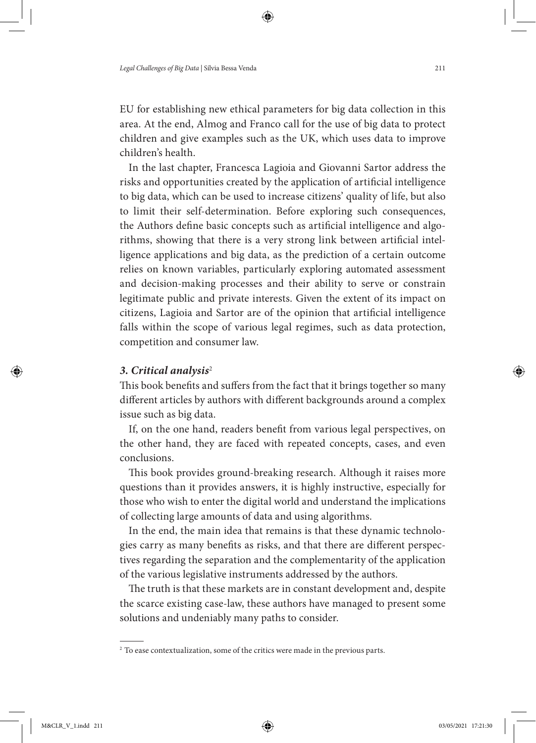EU for establishing new ethical parameters for big data collection in this area. At the end, Almog and Franco call for the use of big data to protect children and give examples such as the UK, which uses data to improve children's health.

In the last chapter, Francesca Lagioia and Giovanni Sartor address the risks and opportunities created by the application of artificial intelligence to big data, which can be used to increase citizens' quality of life, but also to limit their self-determination. Before exploring such consequences, the Authors define basic concepts such as artificial intelligence and algorithms, showing that there is a very strong link between artificial intelligence applications and big data, as the prediction of a certain outcome relies on known variables, particularly exploring automated assessment and decision-making processes and their ability to serve or constrain legitimate public and private interests. Given the extent of its impact on citizens, Lagioia and Sartor are of the opinion that artificial intelligence falls within the scope of various legal regimes, such as data protection, competition and consumer law.

### *3. Critical analysis*[2]

This book benefits and suffers from the fact that it brings together so many different articles by authors with different backgrounds around a complex issue such as big data.

If, on the one hand, readers benefit from various legal perspectives, on the other hand, they are faced with repeated concepts, cases, and even conclusions.

This book provides ground-breaking research. Although it raises more questions than it provides answers, it is highly instructive, especially for those who wish to enter the digital world and understand the implications of collecting large amounts of data and using algorithms.

In the end, the main idea that remains is that these dynamic technologies carry as many benefits as risks, and that there are different perspectives regarding the separation and the complementarity of the application of the various legislative instruments addressed by the authors.

The truth is that these markets are in constant development and, despite the scarce existing case-law, these authors have managed to present some solutions and undeniably many paths to consider.

[2] To ease contextualization, some of the critics were made in the previous parts.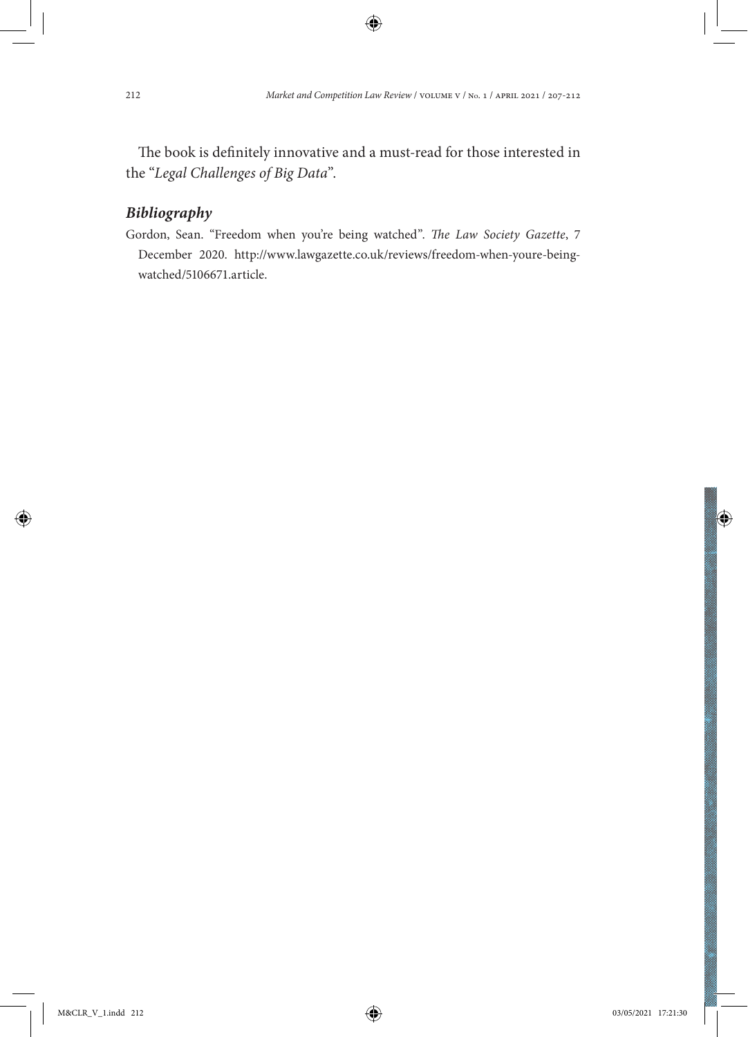The book is definitely innovative and a must-read for those interested in the "*Legal Challenges of Big Data*".

### ***Bibliography***

Gordon, Sean. "Freedom when you're being watched". *The Law Society Gazette*, 7 December 2020. http://www.lawgazette.co.uk/reviews/freedom-when-youre-being-watched/5106671.article.